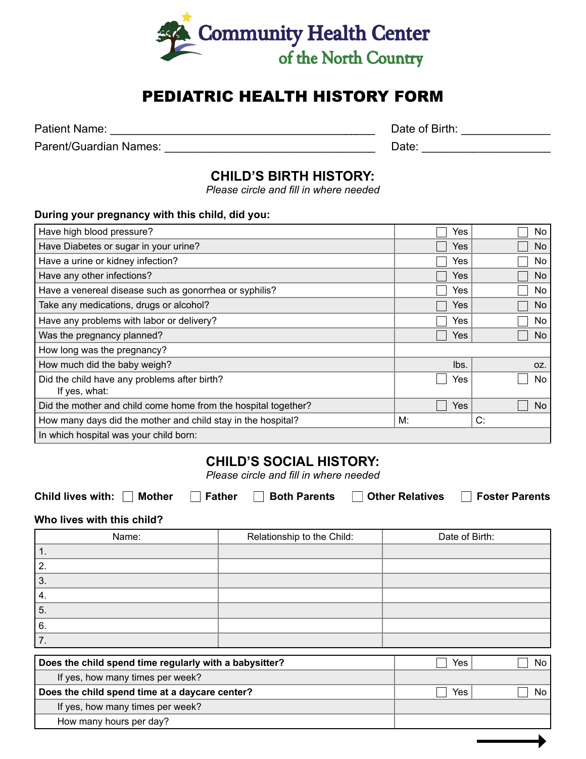Community Health Center of the North Country

# PEDIATRIC HEALTH HISTORY FORM

Patient Name: ________________________________________ Date of Birth: ______________

Parent/Guardian Names: ________________________________ Date: ____________________

## CHILD'S BIRTH HISTORY:

*Please circle and fill in where needed*

**During your pregnancy with this child, did you:**

| | | |
|---|---|---|
| Have high blood pressure? | ☐ Yes | ☐ No |
| Have Diabetes or sugar in your urine? | ☐ Yes | ☐ No |
| Have a urine or kidney infection? | ☐ Yes | ☐ No |
| Have any other infections? | ☐ Yes | ☐ No |
| Have a venereal disease such as gonorrhea or syphilis? | ☐ Yes | ☐ No |
| Take any medications, drugs or alcohol? | ☐ Yes | ☐ No |
| Have any problems with labor or delivery? | ☐ Yes | ☐ No |
| Was the pregnancy planned? | ☐ Yes | ☐ No |
| How long was the pregnancy? | | |
| How much did the baby weigh? | lbs. | oz. |
| Did the child have any problems after birth?<br>If yes, what: | ☐ Yes | ☐ No |
| Did the mother and child come home from the hospital together? | ☐ Yes | ☐ No |
| How many days did the mother and child stay in the hospital? | M: | C: |
| In which hospital was your child born: | | |

## CHILD'S SOCIAL HISTORY:

*Please circle and fill in where needed*

**Child lives with:** ☐ **Mother** ☐ **Father** ☐ **Both Parents** ☐ **Other Relatives** ☐ **Foster Parents**

**Who lives with this child?**

| Name: | Relationship to the Child: | Date of Birth: |
|---|---|---|
| 1. | | |
| 2. | | |
| 3. | | |
| 4. | | |
| 5. | | |
| 6. | | |
| 7. | | |

| | | |
|---|---|---|
| **Does the child spend time regularly with a babysitter?** | ☐ Yes | ☐ No |
| If yes, how many times per week? | | |
| **Does the child spend time at a daycare center?** | ☐ Yes | ☐ No |
| If yes, how many times per week? | | |
| How many hours per day? | | |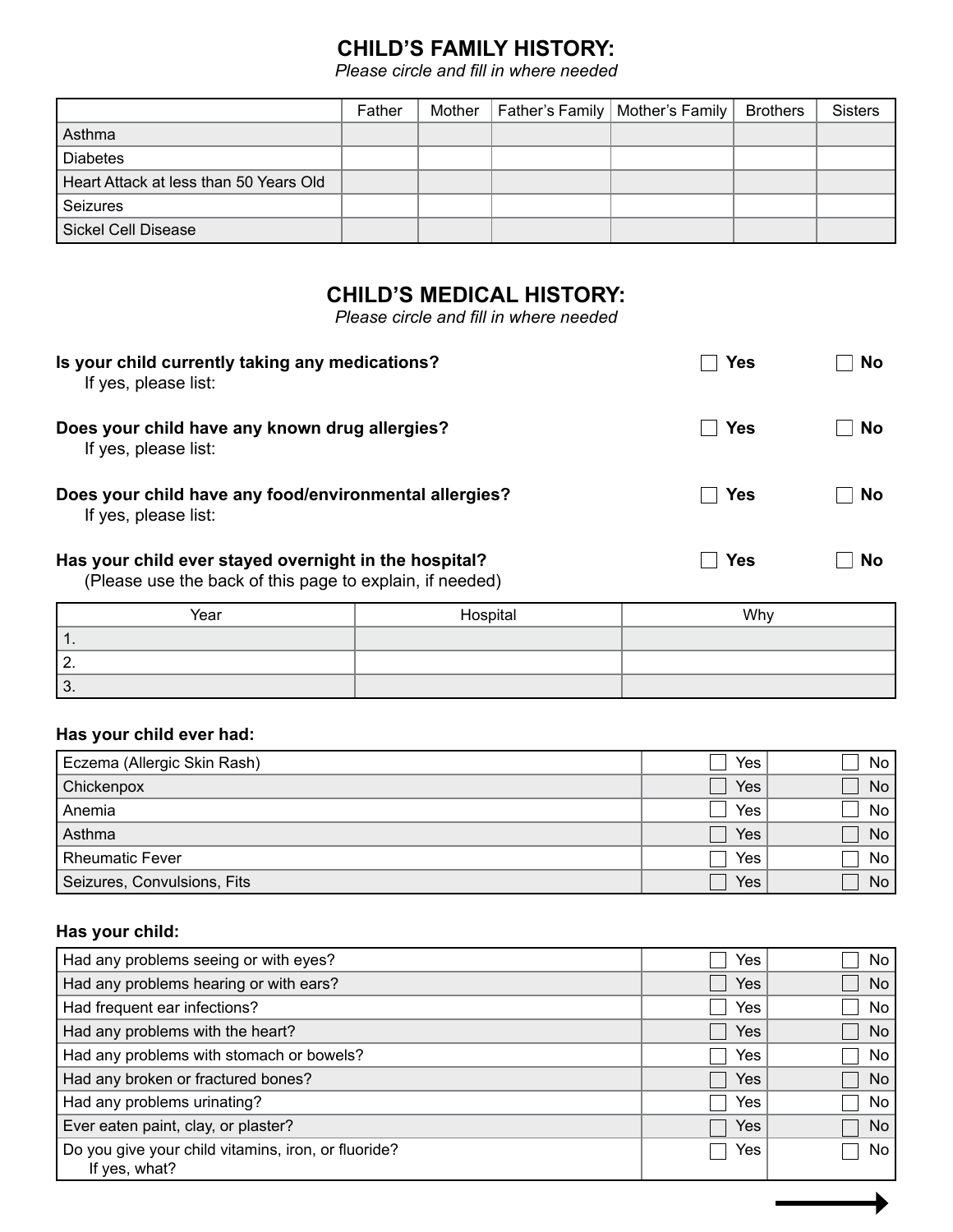## CHILD'S FAMILY HISTORY:

*Please circle and fill in where needed*

| | Father | Mother | Father's Family | Mother's Family | Brothers | Sisters |
|---|---|---|---|---|---|---|
| Asthma | | | | | | |
| Diabetes | | | | | | |
| Heart Attack at less than 50 Years Old | | | | | | |
| Seizures | | | | | | |
| Sickel Cell Disease | | | | | | |

## CHILD'S MEDICAL HISTORY:

*Please circle and fill in where needed*

**Is your child currently taking any medications?** ☐ **Yes** ☐ **No**
If yes, please list:

**Does your child have any known drug allergies?** ☐ **Yes** ☐ **No**
If yes, please list:

**Does your child have any food/environmental allergies?** ☐ **Yes** ☐ **No**
If yes, please list:

**Has your child ever stayed overnight in the hospital?** ☐ **Yes** ☐ **No**
(Please use the back of this page to explain, if needed)

| Year | Hospital | Why |
|---|---|---|
| 1. | | |
| 2. | | |
| 3. | | |

**Has your child ever had:**

| | | |
|---|---|---|
| Eczema (Allergic Skin Rash) | ☐ Yes | ☐ No |
| Chickenpox | ☐ Yes | ☐ No |
| Anemia | ☐ Yes | ☐ No |
| Asthma | ☐ Yes | ☐ No |
| Rheumatic Fever | ☐ Yes | ☐ No |
| Seizures, Convulsions, Fits | ☐ Yes | ☐ No |

**Has your child:**

| | | |
|---|---|---|
| Had any problems seeing or with eyes? | ☐ Yes | ☐ No |
| Had any problems hearing or with ears? | ☐ Yes | ☐ No |
| Had frequent ear infections? | ☐ Yes | ☐ No |
| Had any problems with the heart? | ☐ Yes | ☐ No |
| Had any problems with stomach or bowels? | ☐ Yes | ☐ No |
| Had any broken or fractured bones? | ☐ Yes | ☐ No |
| Had any problems urinating? | ☐ Yes | ☐ No |
| Ever eaten paint, clay, or plaster? | ☐ Yes | ☐ No |
| Do you give your child vitamins, iron, or fluoride? If yes, what? | ☐ Yes | ☐ No |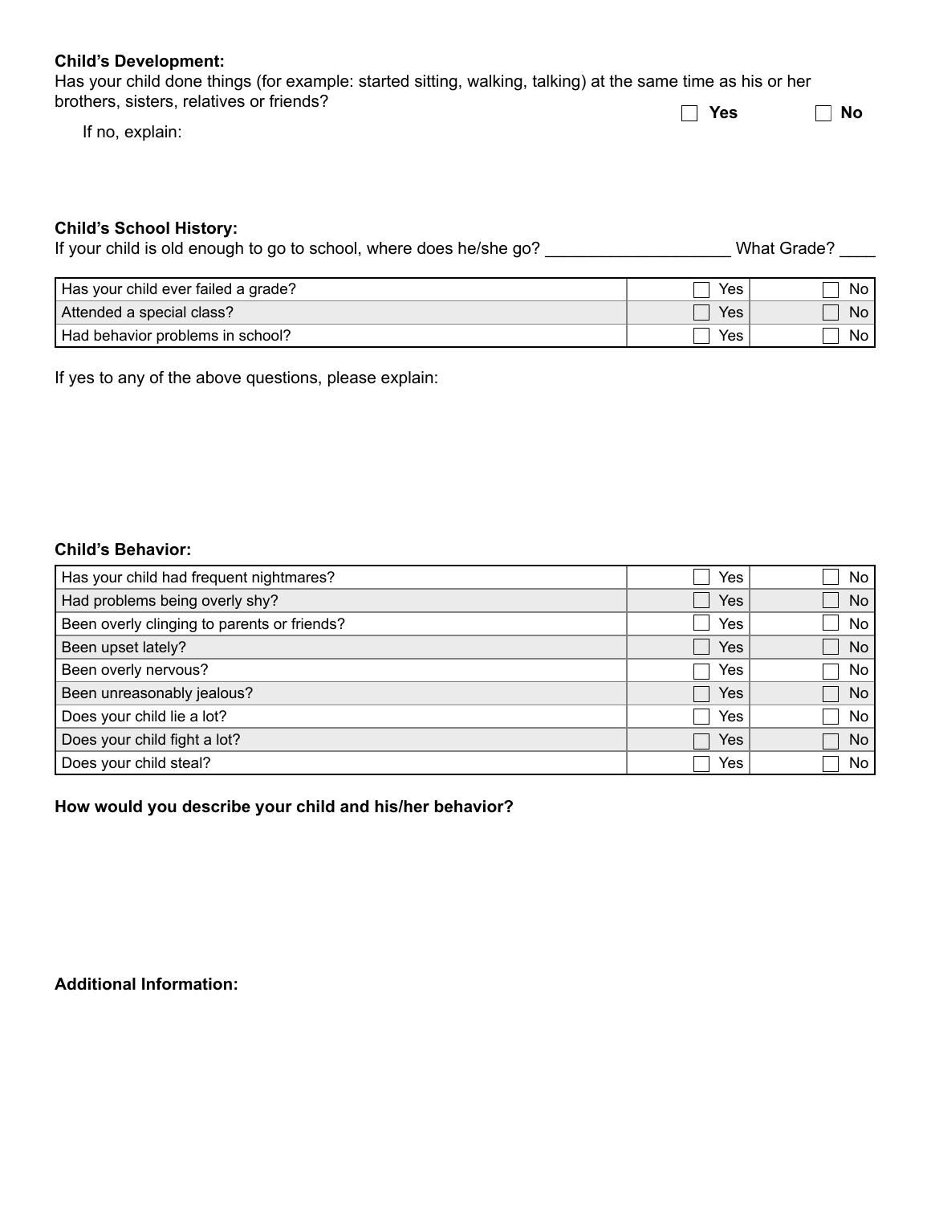**Child's Development:**

Has your child done things (for example: started sitting, walking, talking) at the same time as his or her brothers, sisters, relatives or friends? ☐ **Yes** ☐ **No**

If no, explain:

**Child's School History:**

If your child is old enough to go to school, where does he/she go? ___________________ What Grade? ____

| | | |
|---|---|---|
| Has your child ever failed a grade? | ☐ Yes | ☐ No |
| Attended a special class? | ☐ Yes | ☐ No |
| Had behavior problems in school? | ☐ Yes | ☐ No |

If yes to any of the above questions, please explain:

**Child's Behavior:**

| | | |
|---|---|---|
| Has your child had frequent nightmares? | ☐ Yes | ☐ No |
| Had problems being overly shy? | ☐ Yes | ☐ No |
| Been overly clinging to parents or friends? | ☐ Yes | ☐ No |
| Been upset lately? | ☐ Yes | ☐ No |
| Been overly nervous? | ☐ Yes | ☐ No |
| Been unreasonably jealous? | ☐ Yes | ☐ No |
| Does your child lie a lot? | ☐ Yes | ☐ No |
| Does your child fight a lot? | ☐ Yes | ☐ No |
| Does your child steal? | ☐ Yes | ☐ No |

**How would you describe your child and his/her behavior?**

**Additional Information:**